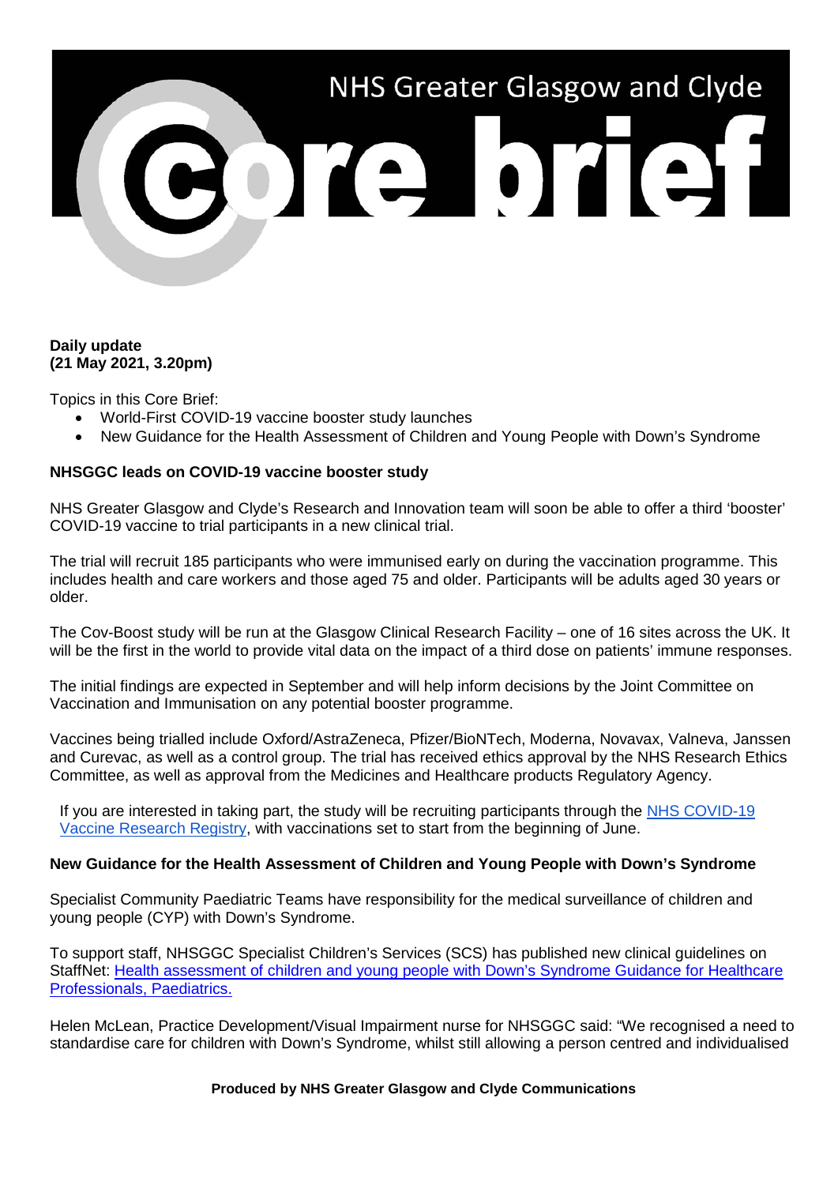# NHS Greater Glasgow and Clyde Core brief

**Daily update**
**(21 May 2021, 3.20pm)**

Topics in this Core Brief:

- World-First COVID-19 vaccine booster study launches
- New Guidance for the Health Assessment of Children and Young People with Down's Syndrome

**NHSGGC leads on COVID-19 vaccine booster study**

NHS Greater Glasgow and Clyde's Research and Innovation team will soon be able to offer a third 'booster' COVID-19 vaccine to trial participants in a new clinical trial.

The trial will recruit 185 participants who were immunised early on during the vaccination programme. This includes health and care workers and those aged 75 and older. Participants will be adults aged 30 years or older.

The Cov-Boost study will be run at the Glasgow Clinical Research Facility – one of 16 sites across the UK. It will be the first in the world to provide vital data on the impact of a third dose on patients' immune responses.

The initial findings are expected in September and will help inform decisions by the Joint Committee on Vaccination and Immunisation on any potential booster programme.

Vaccines being trialled include Oxford/AstraZeneca, Pfizer/BioNTech, Moderna, Novavax, Valneva, Janssen and Curevac, as well as a control group. The trial has received ethics approval by the NHS Research Ethics Committee, as well as approval from the Medicines and Healthcare products Regulatory Agency.

If you are interested in taking part, the study will be recruiting participants through the NHS COVID-19 Vaccine Research Registry, with vaccinations set to start from the beginning of June.

**New Guidance for the Health Assessment of Children and Young People with Down's Syndrome**

Specialist Community Paediatric Teams have responsibility for the medical surveillance of children and young people (CYP) with Down's Syndrome.

To support staff, NHSGGC Specialist Children's Services (SCS) has published new clinical guidelines on StaffNet: Health assessment of children and young people with Down's Syndrome Guidance for Healthcare Professionals, Paediatrics.

Helen McLean, Practice Development/Visual Impairment nurse for NHSGGC said: "We recognised a need to standardise care for children with Down's Syndrome, whilst still allowing a person centred and individualised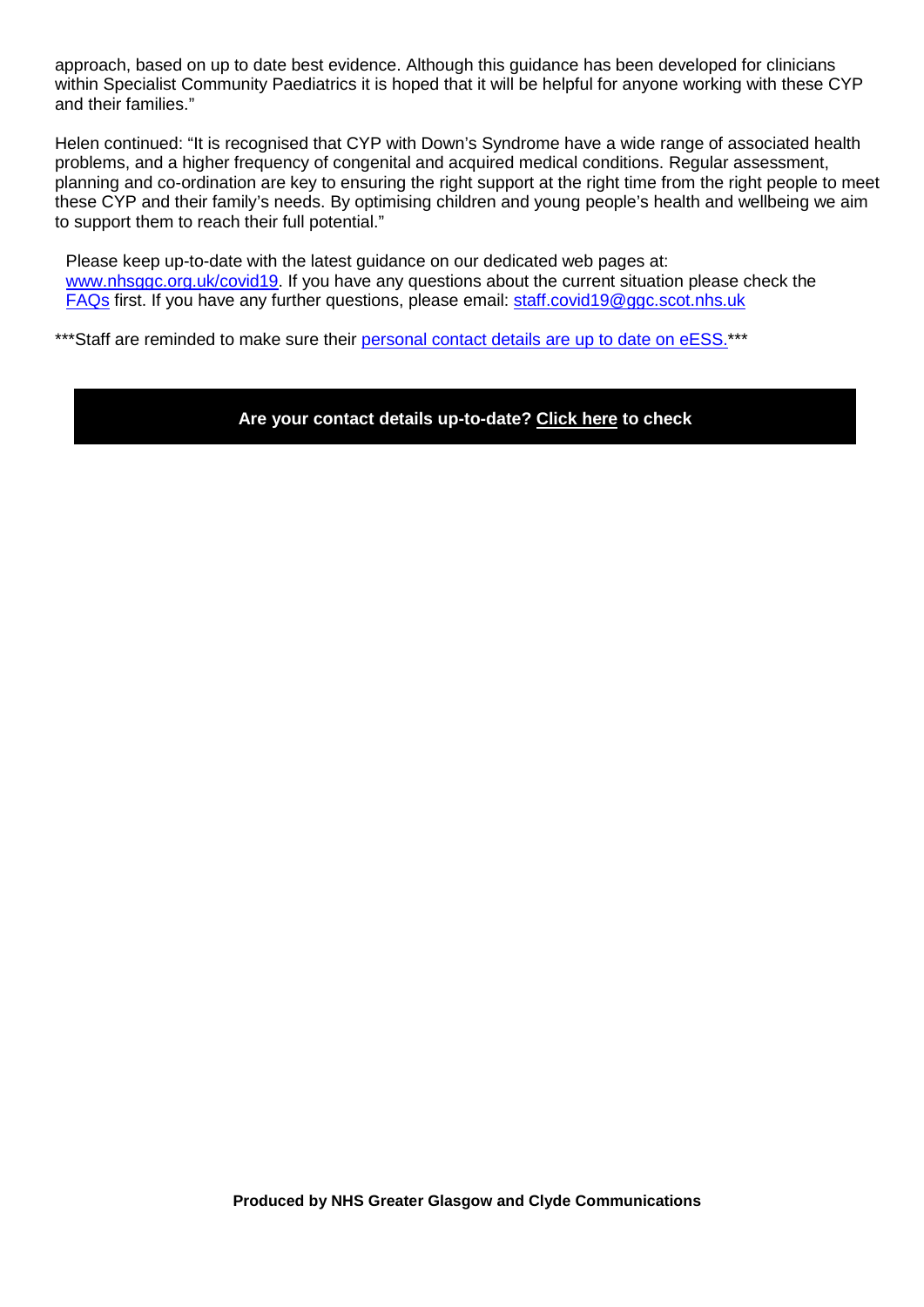approach, based on up to date best evidence. Although this guidance has been developed for clinicians within Specialist Community Paediatrics it is hoped that it will be helpful for anyone working with these CYP and their families."

Helen continued: "It is recognised that CYP with Down's Syndrome have a wide range of associated health problems, and a higher frequency of congenital and acquired medical conditions. Regular assessment, planning and co-ordination are key to ensuring the right support at the right time from the right people to meet these CYP and their family's needs. By optimising children and young people's health and wellbeing we aim to support them to reach their full potential."

Please keep up-to-date with the latest guidance on our dedicated web pages at: www.nhsggc.org.uk/covid19. If you have any questions about the current situation please check the FAQs first. If you have any further questions, please email: staff.covid19@ggc.scot.nhs.uk

***Staff are reminded to make sure their personal contact details are up to date on eESS.***

**Are your contact details up-to-date? Click here to check**

**Produced by NHS Greater Glasgow and Clyde Communications**